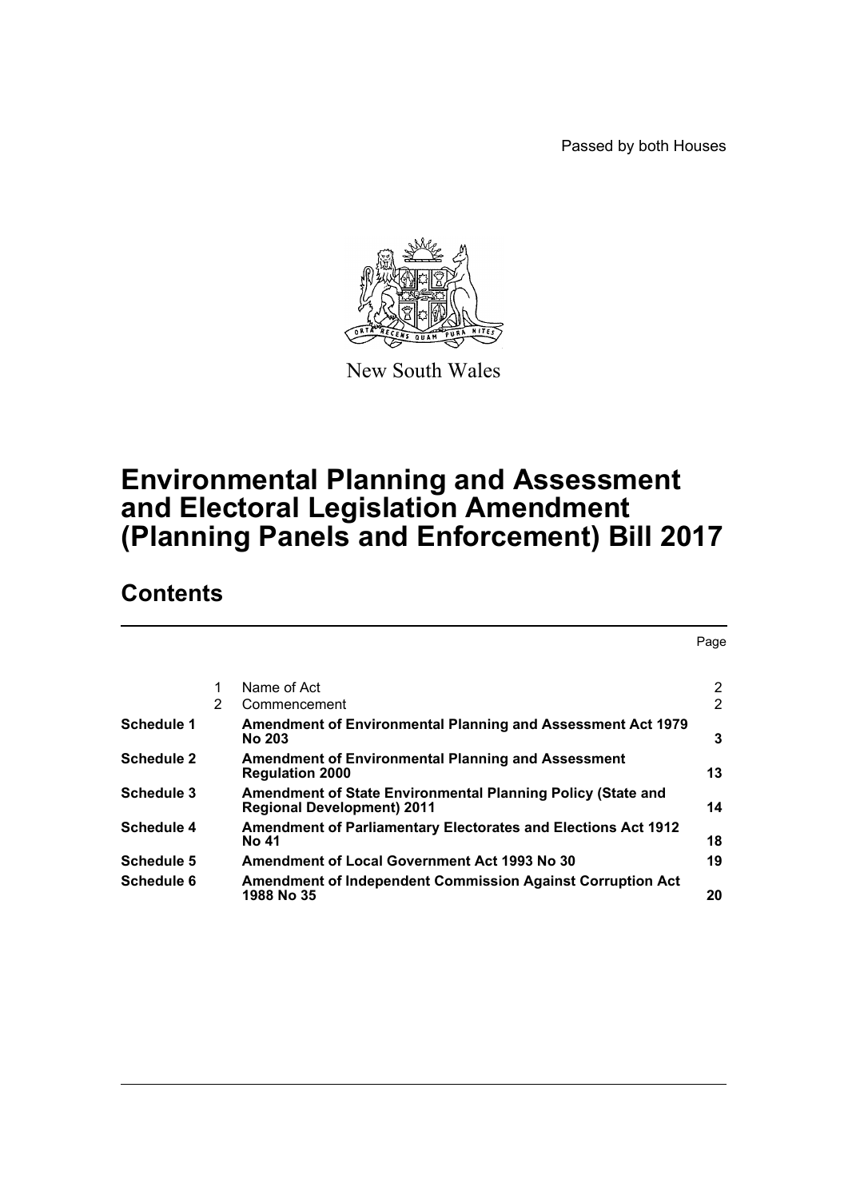Passed by both Houses

New South Wales

# Environmental Planning and Assessment and Electoral Legislation Amendment (Planning Panels and Enforcement) Bill 2017

## Contents

| | | | Page |
|---|---|---|---|
| | 1 | Name of Act | 2 |
| | 2 | Commencement | 2 |
| **Schedule 1** | | **Amendment of Environmental Planning and Assessment Act 1979 No 203** | **3** |
| **Schedule 2** | | **Amendment of Environmental Planning and Assessment Regulation 2000** | **13** |
| **Schedule 3** | | **Amendment of State Environmental Planning Policy (State and Regional Development) 2011** | **14** |
| **Schedule 4** | | **Amendment of Parliamentary Electorates and Elections Act 1912 No 41** | **18** |
| **Schedule 5** | | **Amendment of Local Government Act 1993 No 30** | **19** |
| **Schedule 6** | | **Amendment of Independent Commission Against Corruption Act 1988 No 35** | **20** |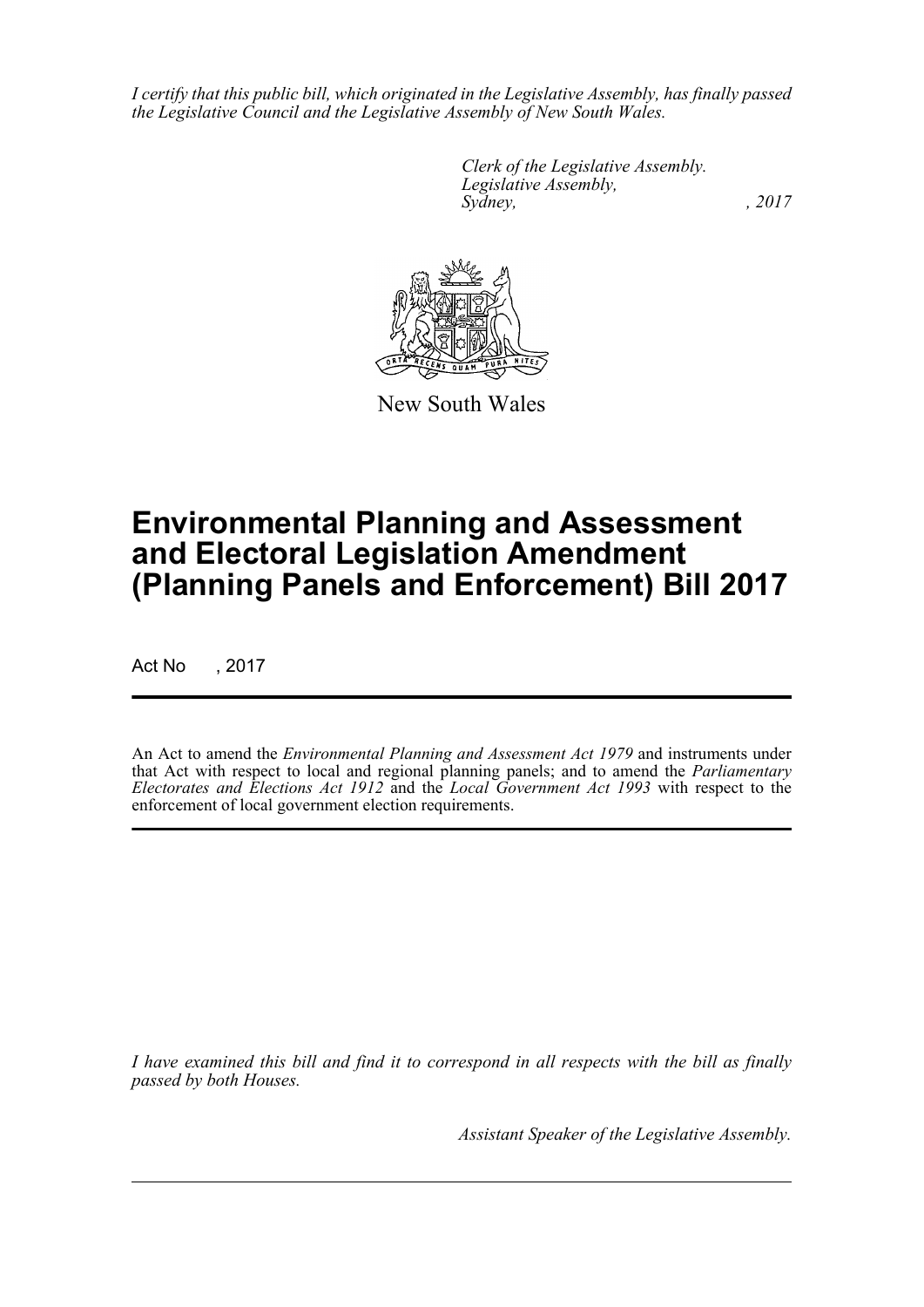*I certify that this public bill, which originated in the Legislative Assembly, has finally passed the Legislative Council and the Legislative Assembly of New South Wales.*

*Clerk of the Legislative Assembly.*
*Legislative Assembly,*
*Sydney, , 2017*

New South Wales

# Environmental Planning and Assessment and Electoral Legislation Amendment (Planning Panels and Enforcement) Bill 2017

Act No , 2017

An Act to amend the *Environmental Planning and Assessment Act 1979* and instruments under that Act with respect to local and regional planning panels; and to amend the *Parliamentary Electorates and Elections Act 1912* and the *Local Government Act 1993* with respect to the enforcement of local government election requirements.

*I have examined this bill and find it to correspond in all respects with the bill as finally passed by both Houses.*

*Assistant Speaker of the Legislative Assembly.*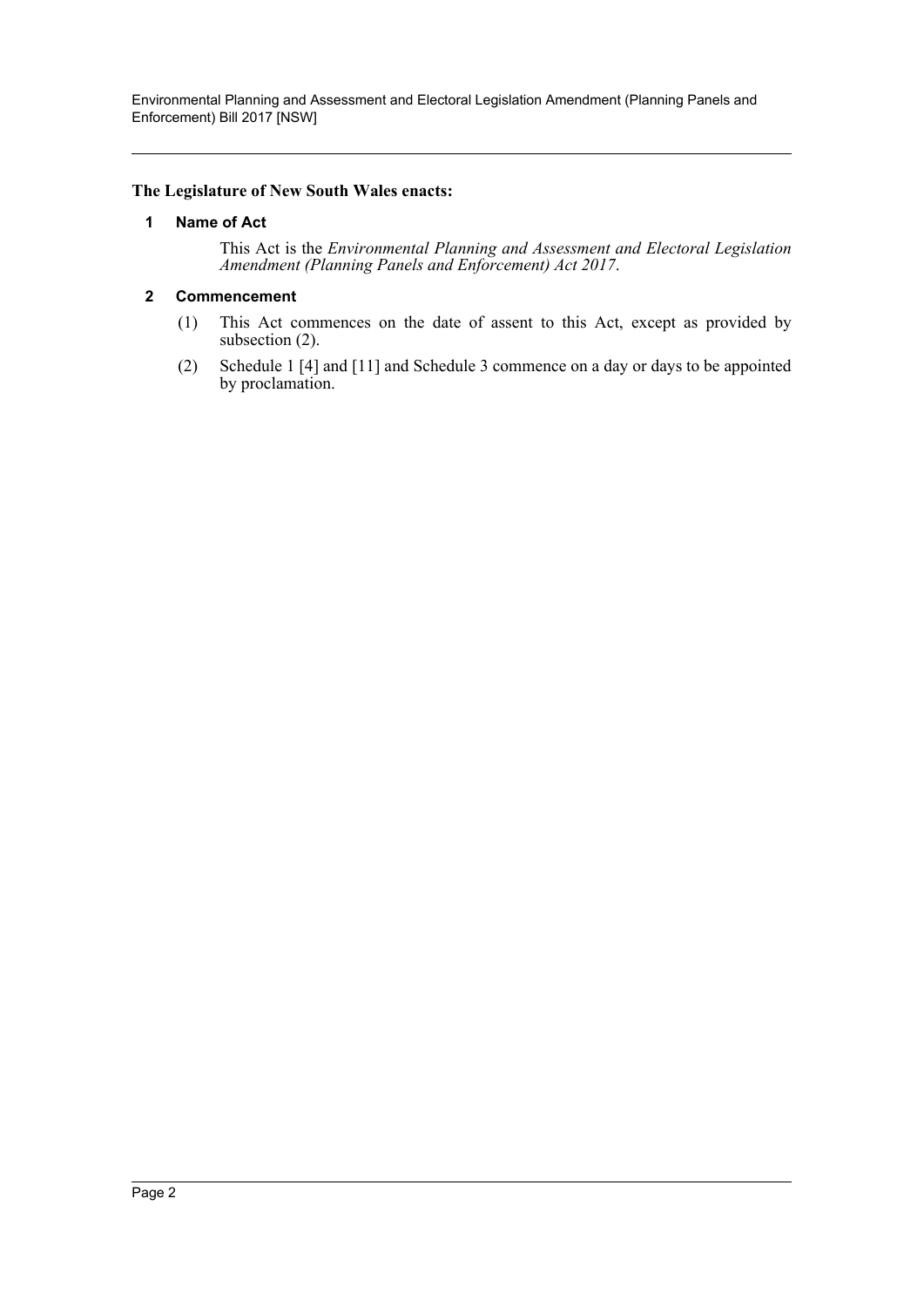**The Legislature of New South Wales enacts:**

### 1 Name of Act

This Act is the *Environmental Planning and Assessment and Electoral Legislation Amendment (Planning Panels and Enforcement) Act 2017*.

### 2 Commencement

(1) This Act commences on the date of assent to this Act, except as provided by subsection (2).

(2) Schedule 1 [4] and [11] and Schedule 3 commence on a day or days to be appointed by proclamation.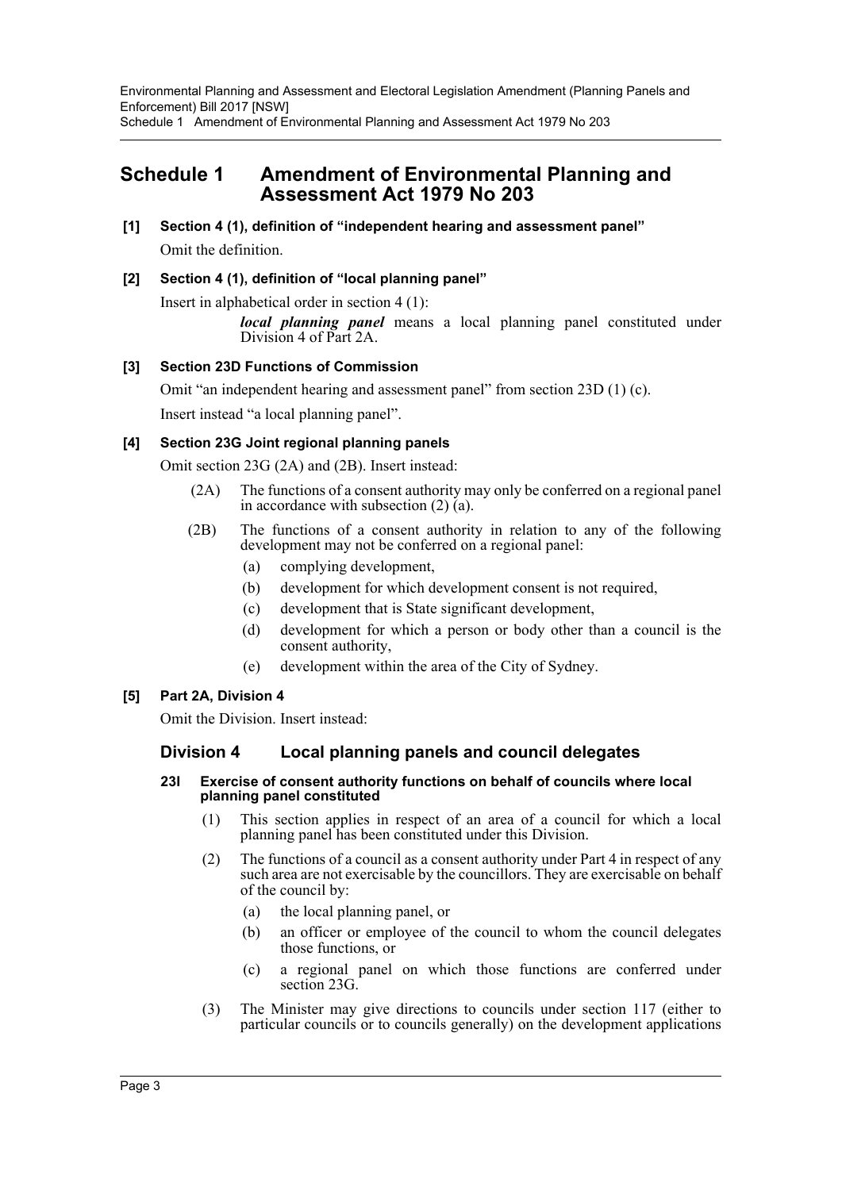# Schedule 1 Amendment of Environmental Planning and Assessment Act 1979 No 203

**[1] Section 4 (1), definition of "independent hearing and assessment panel"**

Omit the definition.

**[2] Section 4 (1), definition of "local planning panel"**

Insert in alphabetical order in section 4 (1):

> ***local planning panel*** means a local planning panel constituted under Division 4 of Part 2A.

**[3] Section 23D Functions of Commission**

Omit "an independent hearing and assessment panel" from section 23D (1) (c).

Insert instead "a local planning panel".

**[4] Section 23G Joint regional planning panels**

Omit section 23G (2A) and (2B). Insert instead:

> (2A) The functions of a consent authority may only be conferred on a regional panel in accordance with subsection (2) (a).
>
> (2B) The functions of a consent authority in relation to any of the following development may not be conferred on a regional panel:
>
> (a) complying development,
>
> (b) development for which development consent is not required,
>
> (c) development that is State significant development,
>
> (d) development for which a person or body other than a council is the consent authority,
>
> (e) development within the area of the City of Sydney.

**[5] Part 2A, Division 4**

Omit the Division. Insert instead:

## Division 4 Local planning panels and council delegates

### 23I Exercise of consent authority functions on behalf of councils where local planning panel constituted

(1) This section applies in respect of an area of a council for which a local planning panel has been constituted under this Division.

(2) The functions of a council as a consent authority under Part 4 in respect of any such area are not exercisable by the councillors. They are exercisable on behalf of the council by:

(a) the local planning panel, or

(b) an officer or employee of the council to whom the council delegates those functions, or

(c) a regional panel on which those functions are conferred under section 23G.

(3) The Minister may give directions to councils under section 117 (either to particular councils or to councils generally) on the development applications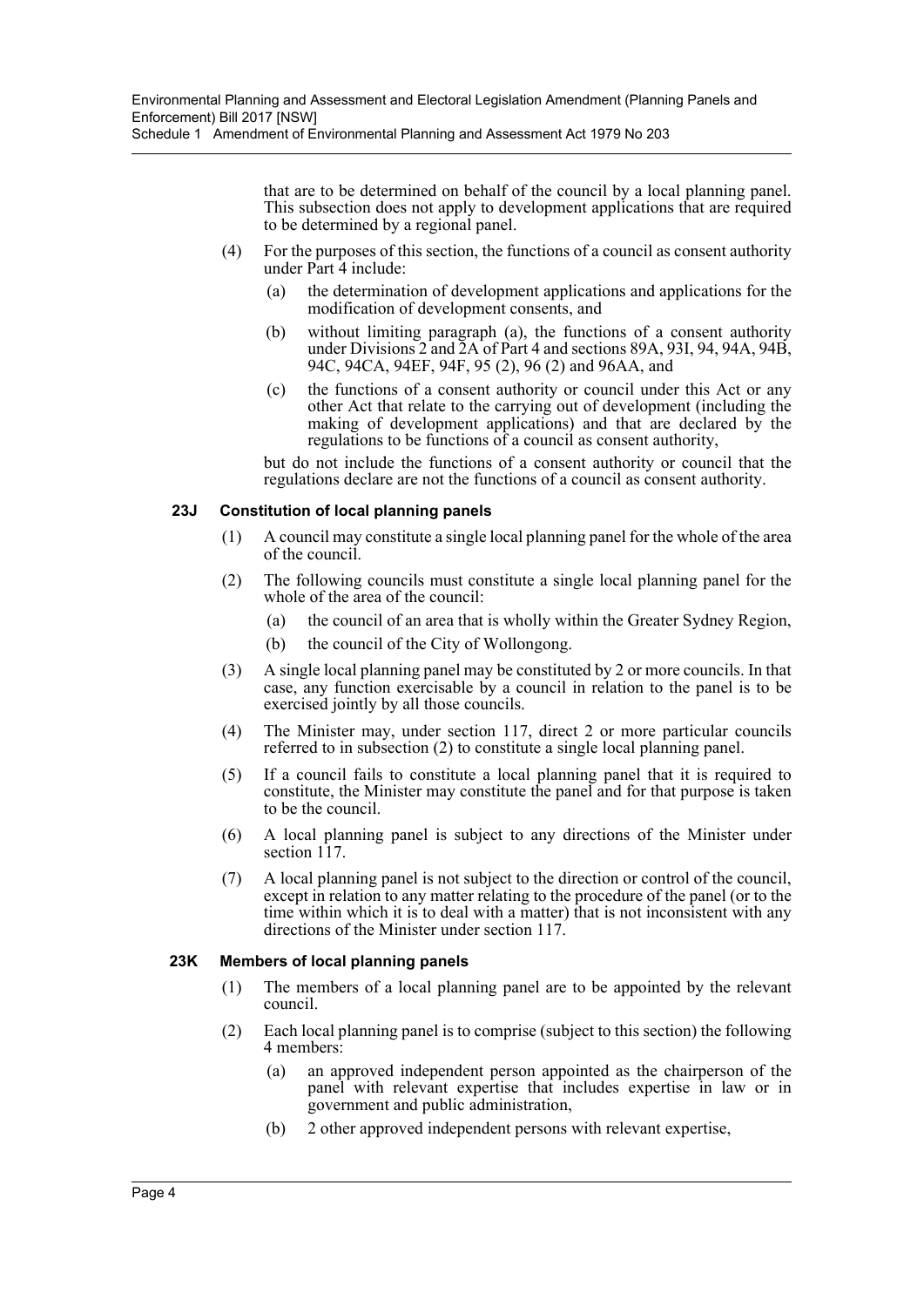that are to be determined on behalf of the council by a local planning panel. This subsection does not apply to development applications that are required to be determined by a regional panel.

(4) For the purposes of this section, the functions of a council as consent authority under Part 4 include:

(a) the determination of development applications and applications for the modification of development consents, and

(b) without limiting paragraph (a), the functions of a consent authority under Divisions 2 and 2A of Part 4 and sections 89A, 93I, 94, 94A, 94B, 94C, 94CA, 94EF, 94F, 95 (2), 96 (2) and 96AA, and

(c) the functions of a consent authority or council under this Act or any other Act that relate to the carrying out of development (including the making of development applications) and that are declared by the regulations to be functions of a council as consent authority,

but do not include the functions of a consent authority or council that the regulations declare are not the functions of a council as consent authority.

### 23J Constitution of local planning panels

(1) A council may constitute a single local planning panel for the whole of the area of the council.

(2) The following councils must constitute a single local planning panel for the whole of the area of the council:

(a) the council of an area that is wholly within the Greater Sydney Region,

(b) the council of the City of Wollongong.

(3) A single local planning panel may be constituted by 2 or more councils. In that case, any function exercisable by a council in relation to the panel is to be exercised jointly by all those councils.

(4) The Minister may, under section 117, direct 2 or more particular councils referred to in subsection (2) to constitute a single local planning panel.

(5) If a council fails to constitute a local planning panel that it is required to constitute, the Minister may constitute the panel and for that purpose is taken to be the council.

(6) A local planning panel is subject to any directions of the Minister under section 117.

(7) A local planning panel is not subject to the direction or control of the council, except in relation to any matter relating to the procedure of the panel (or to the time within which it is to deal with a matter) that is not inconsistent with any directions of the Minister under section 117.

### 23K Members of local planning panels

(1) The members of a local planning panel are to be appointed by the relevant council.

(2) Each local planning panel is to comprise (subject to this section) the following 4 members:

(a) an approved independent person appointed as the chairperson of the panel with relevant expertise that includes expertise in law or in government and public administration,

(b) 2 other approved independent persons with relevant expertise,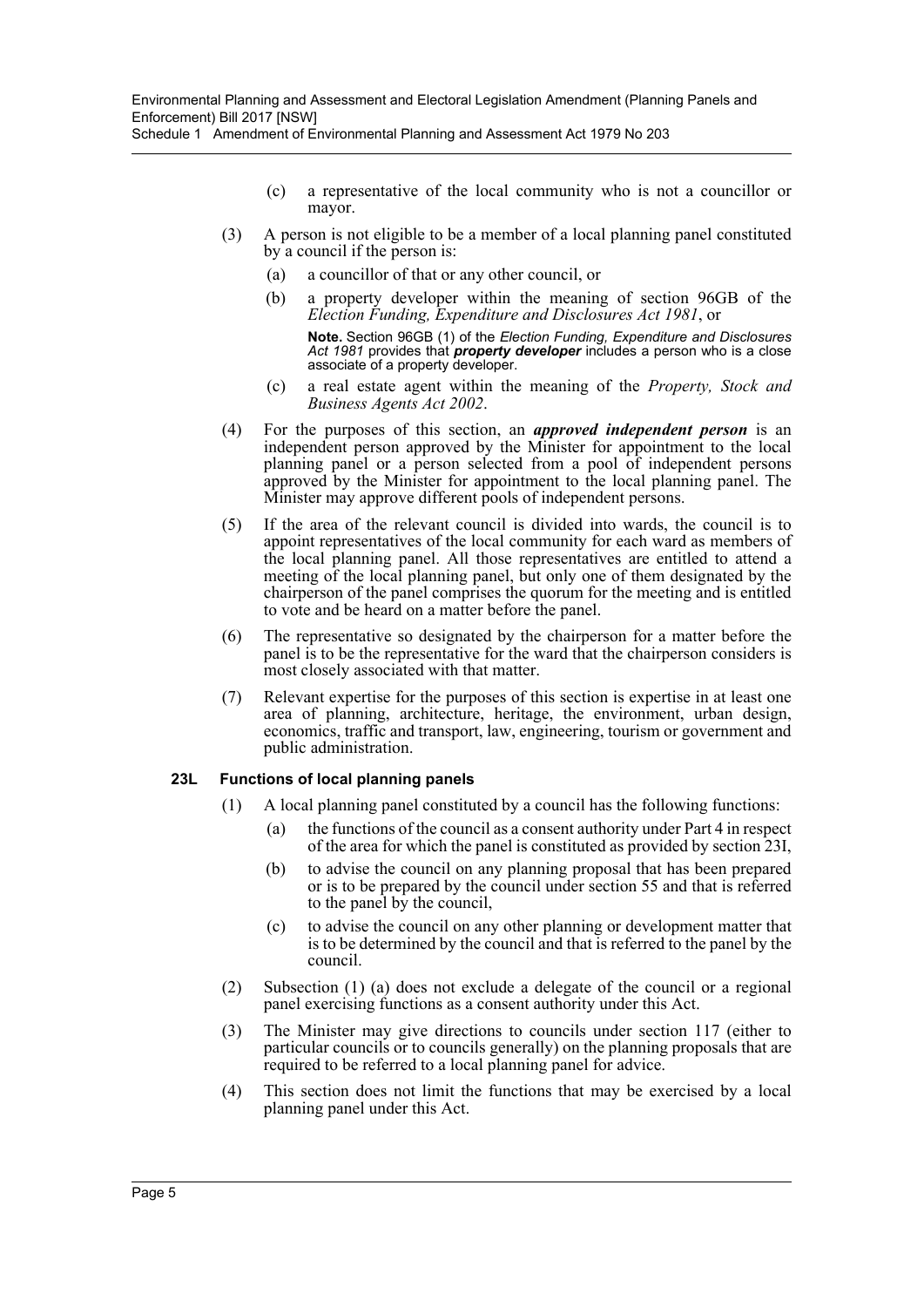(c) a representative of the local community who is not a councillor or mayor.

(3) A person is not eligible to be a member of a local planning panel constituted by a council if the person is:

(a) a councillor of that or any other council, or

(b) a property developer within the meaning of section 96GB of the *Election Funding, Expenditure and Disclosures Act 1981*, or

**Note.** Section 96GB (1) of the *Election Funding, Expenditure and Disclosures Act 1981* provides that ***property developer*** includes a person who is a close associate of a property developer.

(c) a real estate agent within the meaning of the *Property, Stock and Business Agents Act 2002*.

(4) For the purposes of this section, an ***approved independent person*** is an independent person approved by the Minister for appointment to the local planning panel or a person selected from a pool of independent persons approved by the Minister for appointment to the local planning panel. The Minister may approve different pools of independent persons.

(5) If the area of the relevant council is divided into wards, the council is to appoint representatives of the local community for each ward as members of the local planning panel. All those representatives are entitled to attend a meeting of the local planning panel, but only one of them designated by the chairperson of the panel comprises the quorum for the meeting and is entitled to vote and be heard on a matter before the panel.

(6) The representative so designated by the chairperson for a matter before the panel is to be the representative for the ward that the chairperson considers is most closely associated with that matter.

(7) Relevant expertise for the purposes of this section is expertise in at least one area of planning, architecture, heritage, the environment, urban design, economics, traffic and transport, law, engineering, tourism or government and public administration.

### 23L Functions of local planning panels

(1) A local planning panel constituted by a council has the following functions:

(a) the functions of the council as a consent authority under Part 4 in respect of the area for which the panel is constituted as provided by section 23I,

(b) to advise the council on any planning proposal that has been prepared or is to be prepared by the council under section 55 and that is referred to the panel by the council,

(c) to advise the council on any other planning or development matter that is to be determined by the council and that is referred to the panel by the council.

(2) Subsection (1) (a) does not exclude a delegate of the council or a regional panel exercising functions as a consent authority under this Act.

(3) The Minister may give directions to councils under section 117 (either to particular councils or to councils generally) on the planning proposals that are required to be referred to a local planning panel for advice.

(4) This section does not limit the functions that may be exercised by a local planning panel under this Act.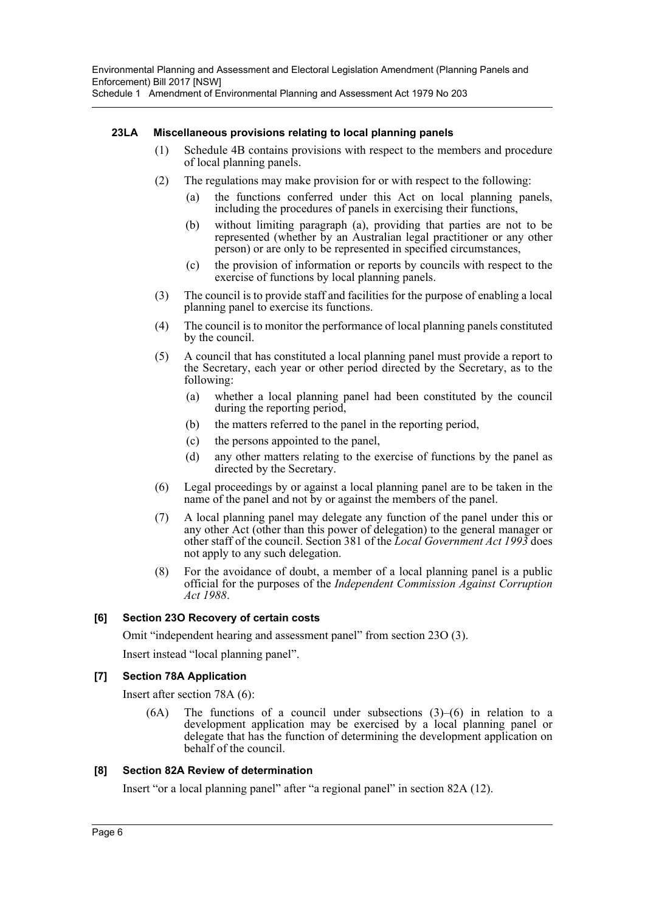#### 23LA Miscellaneous provisions relating to local planning panels

(1) Schedule 4B contains provisions with respect to the members and procedure of local planning panels.

(2) The regulations may make provision for or with respect to the following:

- (a) the functions conferred under this Act on local planning panels, including the procedures of panels in exercising their functions,
- (b) without limiting paragraph (a), providing that parties are not to be represented (whether by an Australian legal practitioner or any other person) or are only to be represented in specified circumstances,
- (c) the provision of information or reports by councils with respect to the exercise of functions by local planning panels.

(3) The council is to provide staff and facilities for the purpose of enabling a local planning panel to exercise its functions.

(4) The council is to monitor the performance of local planning panels constituted by the council.

(5) A council that has constituted a local planning panel must provide a report to the Secretary, each year or other period directed by the Secretary, as to the following:

- (a) whether a local planning panel had been constituted by the council during the reporting period,
- (b) the matters referred to the panel in the reporting period,
- (c) the persons appointed to the panel,
- (d) any other matters relating to the exercise of functions by the panel as directed by the Secretary.

(6) Legal proceedings by or against a local planning panel are to be taken in the name of the panel and not by or against the members of the panel.

(7) A local planning panel may delegate any function of the panel under this or any other Act (other than this power of delegation) to the general manager or other staff of the council. Section 381 of the *Local Government Act 1993* does not apply to any such delegation.

(8) For the avoidance of doubt, a member of a local planning panel is a public official for the purposes of the *Independent Commission Against Corruption Act 1988*.

### [6] Section 23O Recovery of certain costs

Omit "independent hearing and assessment panel" from section 23O (3).

Insert instead "local planning panel".

### [7] Section 78A Application

Insert after section 78A (6):

(6A) The functions of a council under subsections (3)–(6) in relation to a development application may be exercised by a local planning panel or delegate that has the function of determining the development application on behalf of the council.

### [8] Section 82A Review of determination

Insert "or a local planning panel" after "a regional panel" in section 82A (12).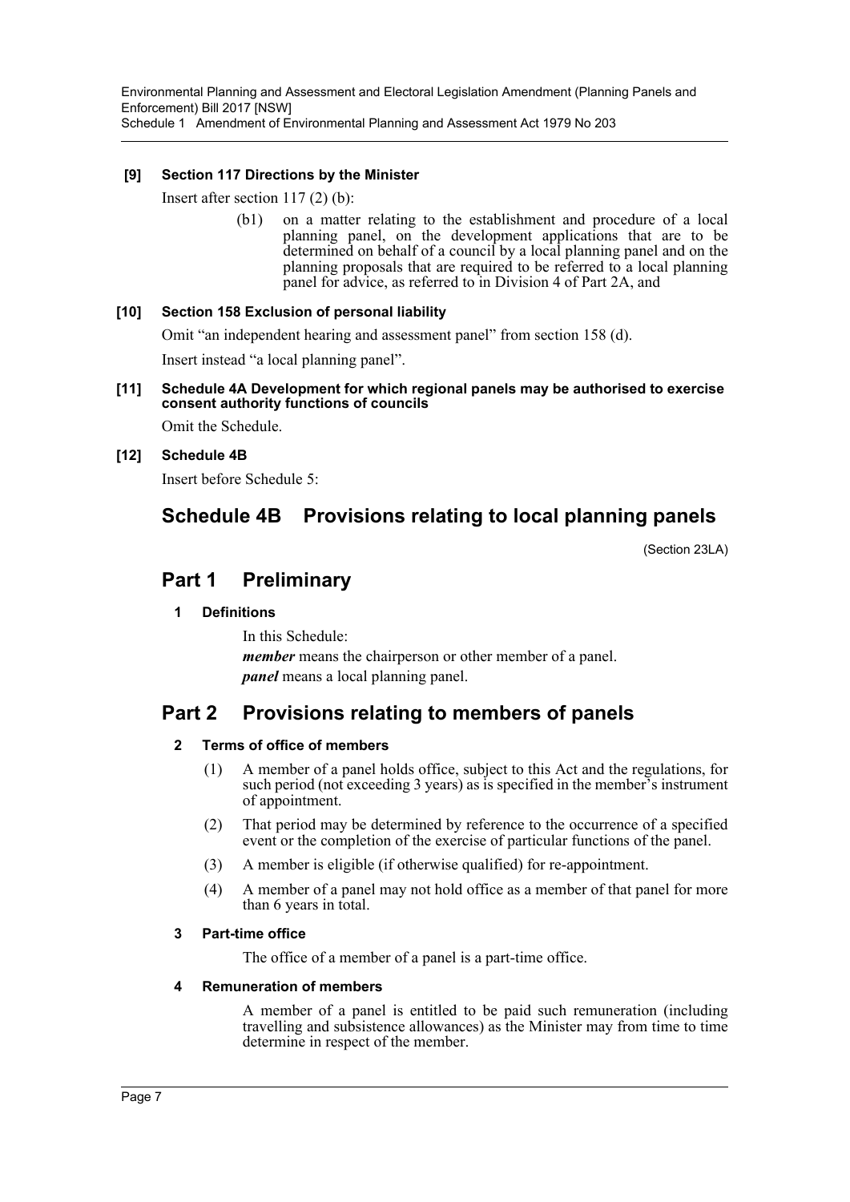**[9] Section 117 Directions by the Minister**

Insert after section 117 (2) (b):

> (b1) on a matter relating to the establishment and procedure of a local planning panel, on the development applications that are to be determined on behalf of a council by a local planning panel and on the planning proposals that are required to be referred to a local planning panel for advice, as referred to in Division 4 of Part 2A, and

**[10] Section 158 Exclusion of personal liability**

Omit "an independent hearing and assessment panel" from section 158 (d).

Insert instead "a local planning panel".

**[11] Schedule 4A Development for which regional panels may be authorised to exercise consent authority functions of councils**

Omit the Schedule.

**[12] Schedule 4B**

Insert before Schedule 5:

# Schedule 4B Provisions relating to local planning panels

(Section 23LA)

## Part 1 Preliminary

### 1 Definitions

In this Schedule:

***member*** means the chairperson or other member of a panel.

***panel*** means a local planning panel.

## Part 2 Provisions relating to members of panels

### 2 Terms of office of members

(1) A member of a panel holds office, subject to this Act and the regulations, for such period (not exceeding 3 years) as is specified in the member's instrument of appointment.

(2) That period may be determined by reference to the occurrence of a specified event or the completion of the exercise of particular functions of the panel.

(3) A member is eligible (if otherwise qualified) for re-appointment.

(4) A member of a panel may not hold office as a member of that panel for more than 6 years in total.

### 3 Part-time office

The office of a member of a panel is a part-time office.

### 4 Remuneration of members

A member of a panel is entitled to be paid such remuneration (including travelling and subsistence allowances) as the Minister may from time to time determine in respect of the member.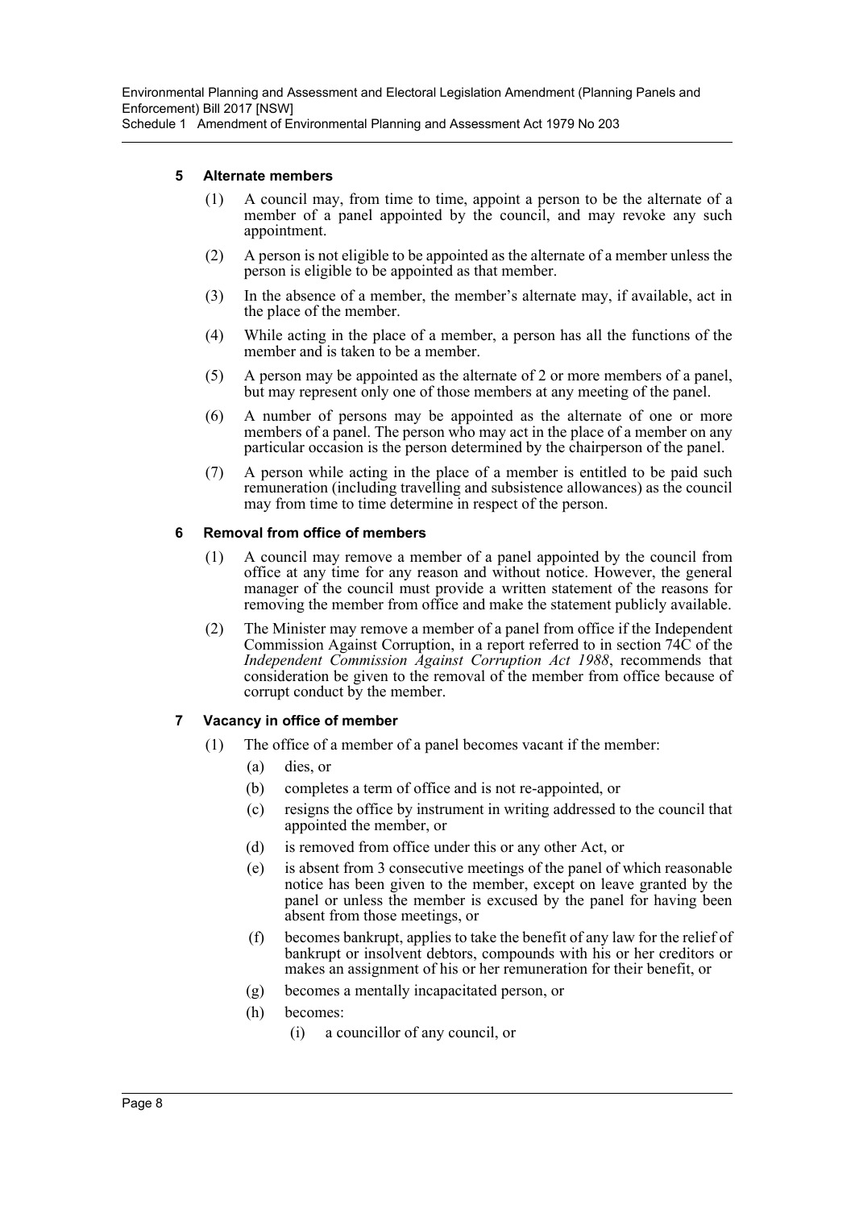### 5 Alternate members

(1) A council may, from time to time, appoint a person to be the alternate of a member of a panel appointed by the council, and may revoke any such appointment.

(2) A person is not eligible to be appointed as the alternate of a member unless the person is eligible to be appointed as that member.

(3) In the absence of a member, the member's alternate may, if available, act in the place of the member.

(4) While acting in the place of a member, a person has all the functions of the member and is taken to be a member.

(5) A person may be appointed as the alternate of 2 or more members of a panel, but may represent only one of those members at any meeting of the panel.

(6) A number of persons may be appointed as the alternate of one or more members of a panel. The person who may act in the place of a member on any particular occasion is the person determined by the chairperson of the panel.

(7) A person while acting in the place of a member is entitled to be paid such remuneration (including travelling and subsistence allowances) as the council may from time to time determine in respect of the person.

### 6 Removal from office of members

(1) A council may remove a member of a panel appointed by the council from office at any time for any reason and without notice. However, the general manager of the council must provide a written statement of the reasons for removing the member from office and make the statement publicly available.

(2) The Minister may remove a member of a panel from office if the Independent Commission Against Corruption, in a report referred to in section 74C of the *Independent Commission Against Corruption Act 1988*, recommends that consideration be given to the removal of the member from office because of corrupt conduct by the member.

### 7 Vacancy in office of member

(1) The office of a member of a panel becomes vacant if the member:

- (a) dies, or
- (b) completes a term of office and is not re-appointed, or
- (c) resigns the office by instrument in writing addressed to the council that appointed the member, or
- (d) is removed from office under this or any other Act, or
- (e) is absent from 3 consecutive meetings of the panel of which reasonable notice has been given to the member, except on leave granted by the panel or unless the member is excused by the panel for having been absent from those meetings, or
- (f) becomes bankrupt, applies to take the benefit of any law for the relief of bankrupt or insolvent debtors, compounds with his or her creditors or makes an assignment of his or her remuneration for their benefit, or
- (g) becomes a mentally incapacitated person, or
- (h) becomes:
  - (i) a councillor of any council, or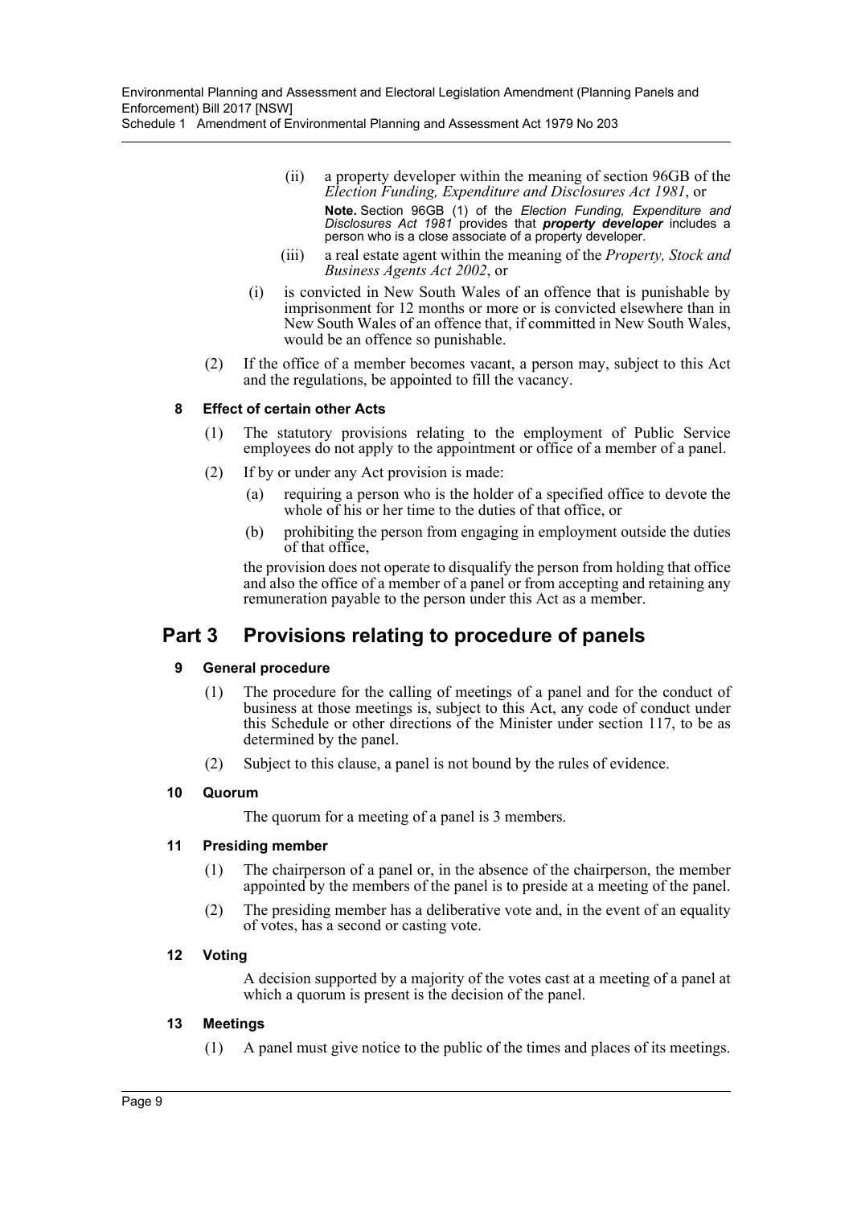(ii) a property developer within the meaning of section 96GB of the *Election Funding, Expenditure and Disclosures Act 1981*, or

**Note.** Section 96GB (1) of the *Election Funding, Expenditure and Disclosures Act 1981* provides that ***property developer*** includes a person who is a close associate of a property developer.

(iii) a real estate agent within the meaning of the *Property, Stock and Business Agents Act 2002*, or

(i) is convicted in New South Wales of an offence that is punishable by imprisonment for 12 months or more or is convicted elsewhere than in New South Wales of an offence that, if committed in New South Wales, would be an offence so punishable.

(2) If the office of a member becomes vacant, a person may, subject to this Act and the regulations, be appointed to fill the vacancy.

**8 Effect of certain other Acts**

(1) The statutory provisions relating to the employment of Public Service employees do not apply to the appointment or office of a member of a panel.

(2) If by or under any Act provision is made:

(a) requiring a person who is the holder of a specified office to devote the whole of his or her time to the duties of that office, or

(b) prohibiting the person from engaging in employment outside the duties of that office,

the provision does not operate to disqualify the person from holding that office and also the office of a member of a panel or from accepting and retaining any remuneration payable to the person under this Act as a member.

## Part 3 Provisions relating to procedure of panels

**9 General procedure**

(1) The procedure for the calling of meetings of a panel and for the conduct of business at those meetings is, subject to this Act, any code of conduct under this Schedule or other directions of the Minister under section 117, to be as determined by the panel.

(2) Subject to this clause, a panel is not bound by the rules of evidence.

**10 Quorum**

The quorum for a meeting of a panel is 3 members.

**11 Presiding member**

(1) The chairperson of a panel or, in the absence of the chairperson, the member appointed by the members of the panel is to preside at a meeting of the panel.

(2) The presiding member has a deliberative vote and, in the event of an equality of votes, has a second or casting vote.

**12 Voting**

A decision supported by a majority of the votes cast at a meeting of a panel at which a quorum is present is the decision of the panel.

**13 Meetings**

(1) A panel must give notice to the public of the times and places of its meetings.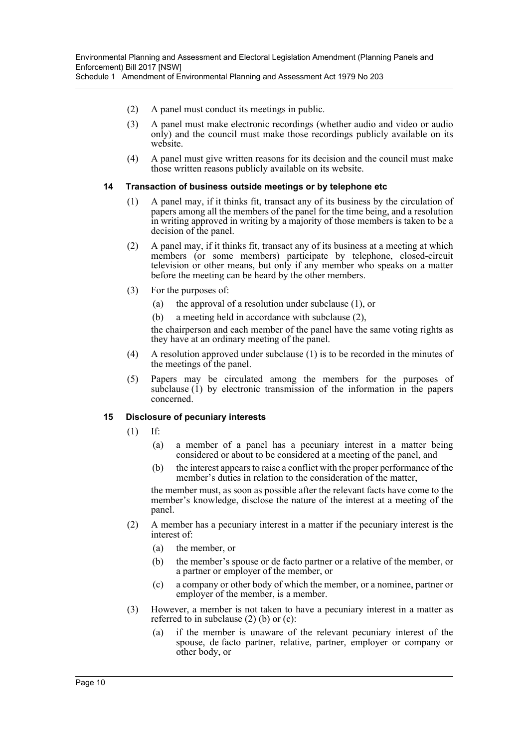(2) A panel must conduct its meetings in public.

(3) A panel must make electronic recordings (whether audio and video or audio only) and the council must make those recordings publicly available on its website.

(4) A panel must give written reasons for its decision and the council must make those written reasons publicly available on its website.

#### 14 Transaction of business outside meetings or by telephone etc

(1) A panel may, if it thinks fit, transact any of its business by the circulation of papers among all the members of the panel for the time being, and a resolution in writing approved in writing by a majority of those members is taken to be a decision of the panel.

(2) A panel may, if it thinks fit, transact any of its business at a meeting at which members (or some members) participate by telephone, closed-circuit television or other means, but only if any member who speaks on a matter before the meeting can be heard by the other members.

(3) For the purposes of:

- (a) the approval of a resolution under subclause (1), or
- (b) a meeting held in accordance with subclause (2),

the chairperson and each member of the panel have the same voting rights as they have at an ordinary meeting of the panel.

(4) A resolution approved under subclause (1) is to be recorded in the minutes of the meetings of the panel.

(5) Papers may be circulated among the members for the purposes of subclause (1) by electronic transmission of the information in the papers concerned.

#### 15 Disclosure of pecuniary interests

(1) If:

- (a) a member of a panel has a pecuniary interest in a matter being considered or about to be considered at a meeting of the panel, and
- (b) the interest appears to raise a conflict with the proper performance of the member's duties in relation to the consideration of the matter,

the member must, as soon as possible after the relevant facts have come to the member's knowledge, disclose the nature of the interest at a meeting of the panel.

(2) A member has a pecuniary interest in a matter if the pecuniary interest is the interest of:

- (a) the member, or
- (b) the member's spouse or de facto partner or a relative of the member, or a partner or employer of the member, or
- (c) a company or other body of which the member, or a nominee, partner or employer of the member, is a member.

(3) However, a member is not taken to have a pecuniary interest in a matter as referred to in subclause (2) (b) or (c):

- (a) if the member is unaware of the relevant pecuniary interest of the spouse, de facto partner, relative, partner, employer or company or other body, or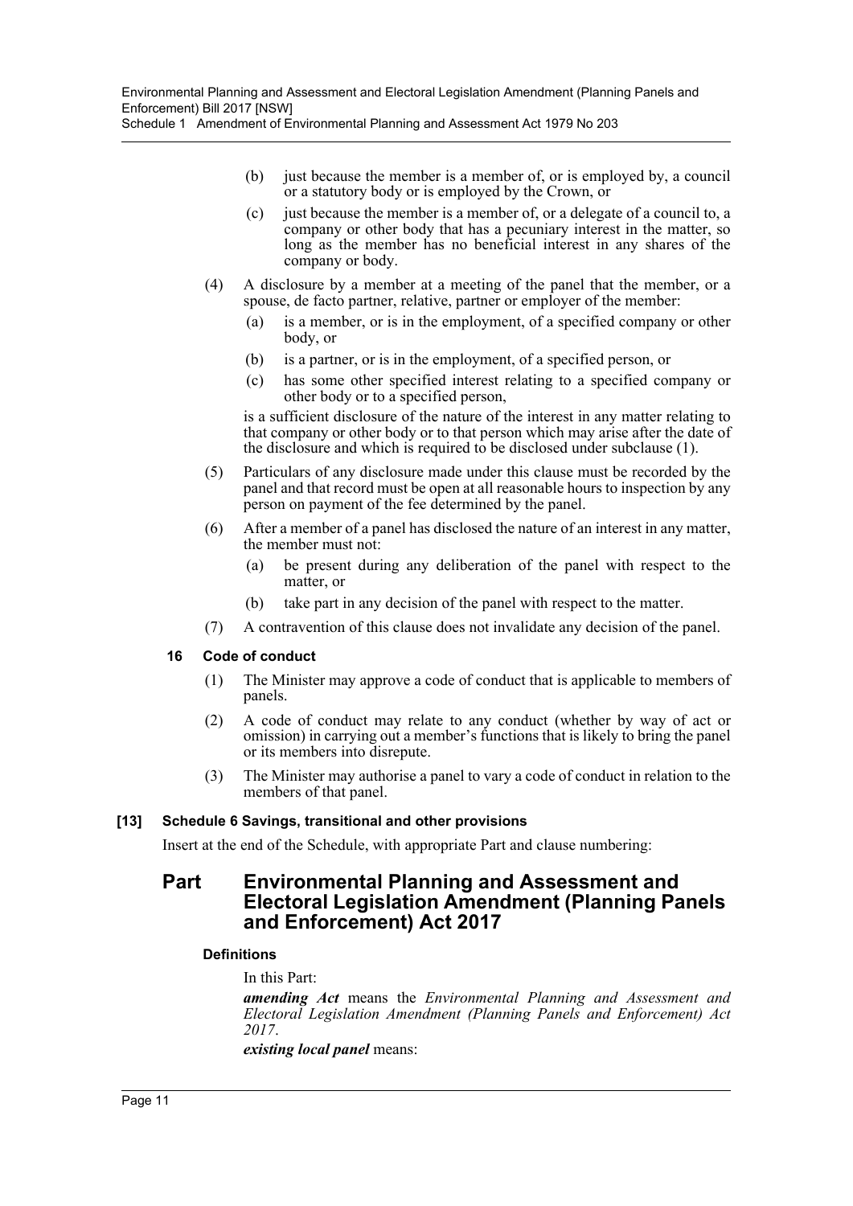(b) just because the member is a member of, or is employed by, a council or a statutory body or is employed by the Crown, or

(c) just because the member is a member of, or a delegate of a council to, a company or other body that has a pecuniary interest in the matter, so long as the member has no beneficial interest in any shares of the company or body.

(4) A disclosure by a member at a meeting of the panel that the member, or a spouse, de facto partner, relative, partner or employer of the member:

(a) is a member, or is in the employment, of a specified company or other body, or

(b) is a partner, or is in the employment, of a specified person, or

(c) has some other specified interest relating to a specified company or other body or to a specified person,

is a sufficient disclosure of the nature of the interest in any matter relating to that company or other body or to that person which may arise after the date of the disclosure and which is required to be disclosed under subclause (1).

(5) Particulars of any disclosure made under this clause must be recorded by the panel and that record must be open at all reasonable hours to inspection by any person on payment of the fee determined by the panel.

(6) After a member of a panel has disclosed the nature of an interest in any matter, the member must not:

(a) be present during any deliberation of the panel with respect to the matter, or

(b) take part in any decision of the panel with respect to the matter.

(7) A contravention of this clause does not invalidate any decision of the panel.

#### 16 Code of conduct

(1) The Minister may approve a code of conduct that is applicable to members of panels.

(2) A code of conduct may relate to any conduct (whether by way of act or omission) in carrying out a member's functions that is likely to bring the panel or its members into disrepute.

(3) The Minister may authorise a panel to vary a code of conduct in relation to the members of that panel.

### [13] Schedule 6 Savings, transitional and other provisions

Insert at the end of the Schedule, with appropriate Part and clause numbering:

## Part Environmental Planning and Assessment and Electoral Legislation Amendment (Planning Panels and Enforcement) Act 2017

#### Definitions

In this Part:

***amending Act*** means the *Environmental Planning and Assessment and Electoral Legislation Amendment (Planning Panels and Enforcement) Act 2017*.

***existing local panel*** means: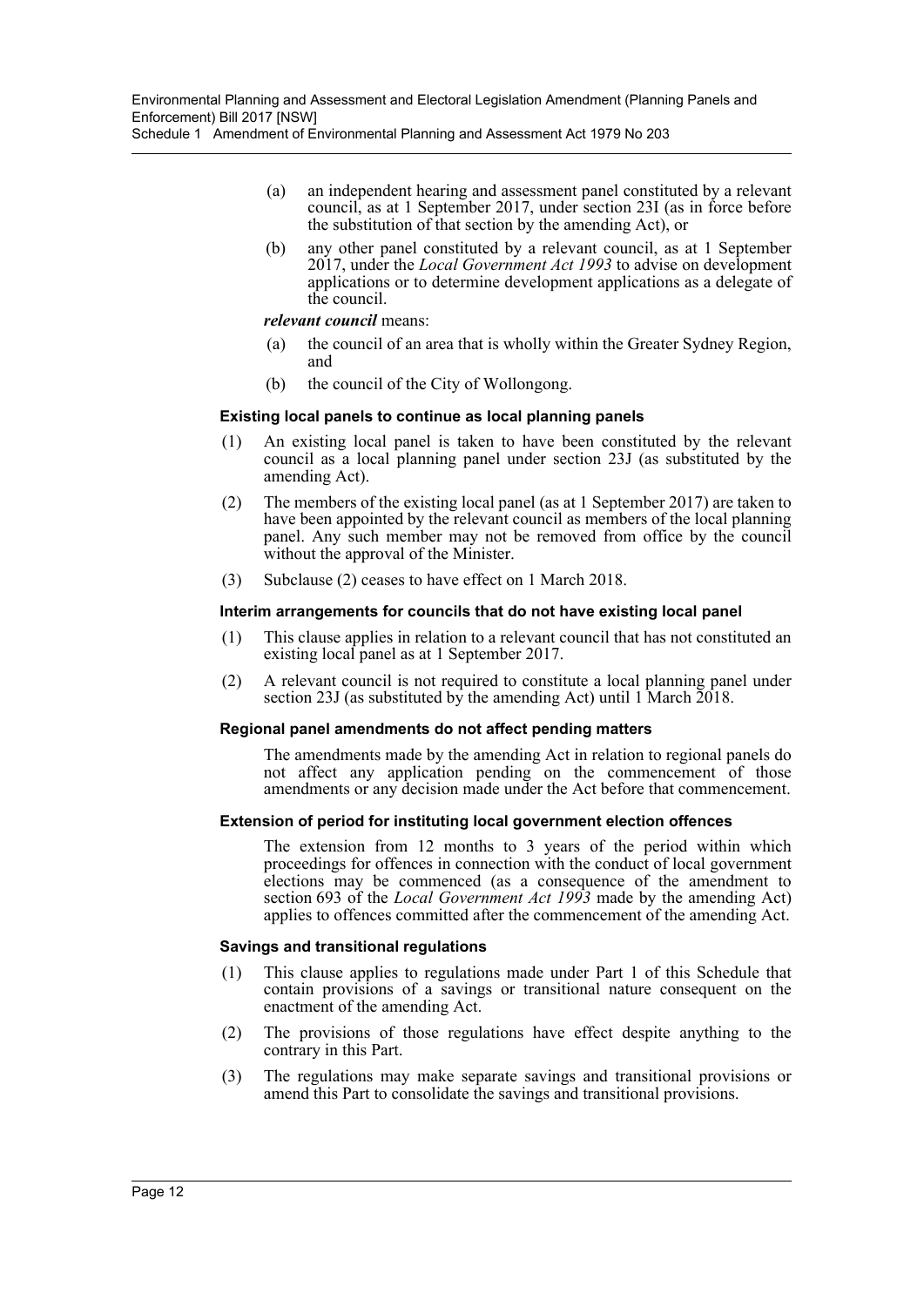(a) an independent hearing and assessment panel constituted by a relevant council, as at 1 September 2017, under section 23I (as in force before the substitution of that section by the amending Act), or

(b) any other panel constituted by a relevant council, as at 1 September 2017, under the *Local Government Act 1993* to advise on development applications or to determine development applications as a delegate of the council.

***relevant council*** means:

(a) the council of an area that is wholly within the Greater Sydney Region, and

(b) the council of the City of Wollongong.

#### Existing local panels to continue as local planning panels

(1) An existing local panel is taken to have been constituted by the relevant council as a local planning panel under section 23J (as substituted by the amending Act).

(2) The members of the existing local panel (as at 1 September 2017) are taken to have been appointed by the relevant council as members of the local planning panel. Any such member may not be removed from office by the council without the approval of the Minister.

(3) Subclause (2) ceases to have effect on 1 March 2018.

#### Interim arrangements for councils that do not have existing local panel

(1) This clause applies in relation to a relevant council that has not constituted an existing local panel as at 1 September 2017.

(2) A relevant council is not required to constitute a local planning panel under section 23J (as substituted by the amending Act) until 1 March 2018.

#### Regional panel amendments do not affect pending matters

The amendments made by the amending Act in relation to regional panels do not affect any application pending on the commencement of those amendments or any decision made under the Act before that commencement.

#### Extension of period for instituting local government election offences

The extension from 12 months to 3 years of the period within which proceedings for offences in connection with the conduct of local government elections may be commenced (as a consequence of the amendment to section 693 of the *Local Government Act 1993* made by the amending Act) applies to offences committed after the commencement of the amending Act.

#### Savings and transitional regulations

(1) This clause applies to regulations made under Part 1 of this Schedule that contain provisions of a savings or transitional nature consequent on the enactment of the amending Act.

(2) The provisions of those regulations have effect despite anything to the contrary in this Part.

(3) The regulations may make separate savings and transitional provisions or amend this Part to consolidate the savings and transitional provisions.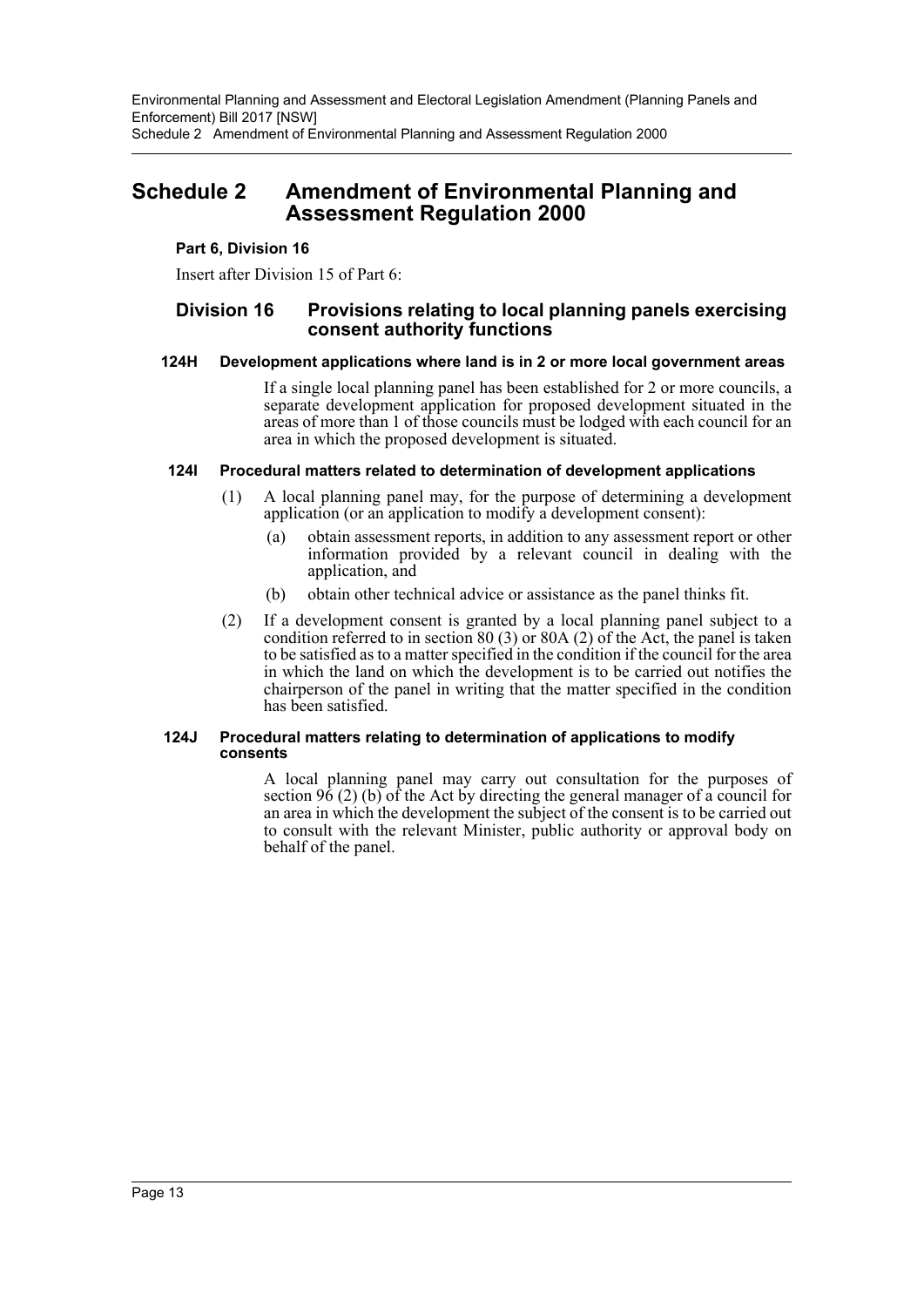# Schedule 2 Amendment of Environmental Planning and Assessment Regulation 2000

**Part 6, Division 16**

Insert after Division 15 of Part 6:

## Division 16 Provisions relating to local planning panels exercising consent authority functions

### 124H Development applications where land is in 2 or more local government areas

If a single local planning panel has been established for 2 or more councils, a separate development application for proposed development situated in the areas of more than 1 of those councils must be lodged with each council for an area in which the proposed development is situated.

### 124I Procedural matters related to determination of development applications

(1) A local planning panel may, for the purpose of determining a development application (or an application to modify a development consent):

- (a) obtain assessment reports, in addition to any assessment report or other information provided by a relevant council in dealing with the application, and
- (b) obtain other technical advice or assistance as the panel thinks fit.

(2) If a development consent is granted by a local planning panel subject to a condition referred to in section 80 (3) or 80A (2) of the Act, the panel is taken to be satisfied as to a matter specified in the condition if the council for the area in which the land on which the development is to be carried out notifies the chairperson of the panel in writing that the matter specified in the condition has been satisfied.

### 124J Procedural matters relating to determination of applications to modify consents

A local planning panel may carry out consultation for the purposes of section 96 (2) (b) of the Act by directing the general manager of a council for an area in which the development the subject of the consent is to be carried out to consult with the relevant Minister, public authority or approval body on behalf of the panel.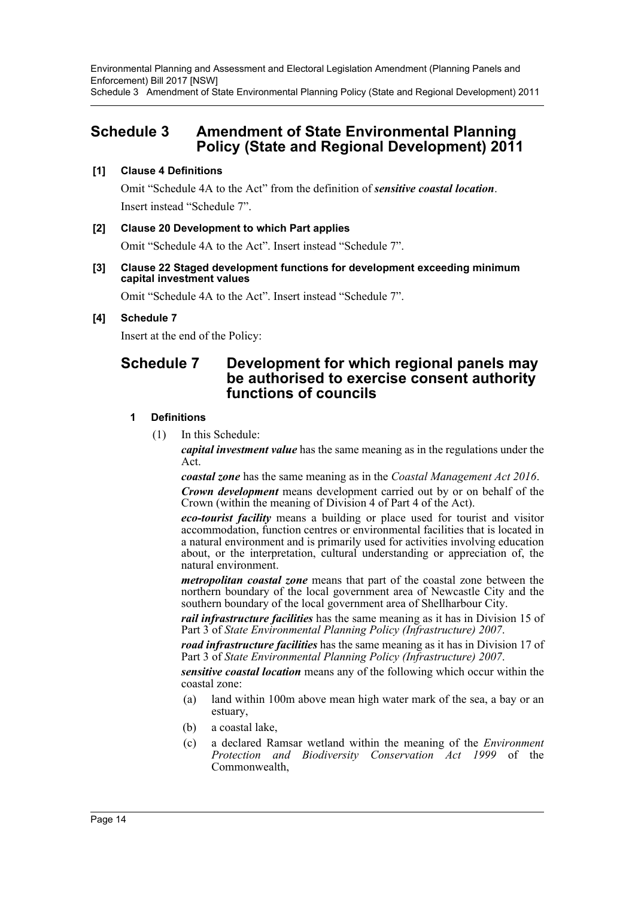# Schedule 3 Amendment of State Environmental Planning Policy (State and Regional Development) 2011

**[1] Clause 4 Definitions**

Omit "Schedule 4A to the Act" from the definition of ***sensitive coastal location***. Insert instead "Schedule 7".

**[2] Clause 20 Development to which Part applies**

Omit "Schedule 4A to the Act". Insert instead "Schedule 7".

**[3] Clause 22 Staged development functions for development exceeding minimum capital investment values**

Omit "Schedule 4A to the Act". Insert instead "Schedule 7".

**[4] Schedule 7**

Insert at the end of the Policy:

## Schedule 7 Development for which regional panels may be authorised to exercise consent authority functions of councils

### 1 Definitions

(1) In this Schedule:

***capital investment value*** has the same meaning as in the regulations under the Act.

***coastal zone*** has the same meaning as in the *Coastal Management Act 2016*.

***Crown development*** means development carried out by or on behalf of the Crown (within the meaning of Division 4 of Part 4 of the Act).

***eco-tourist facility*** means a building or place used for tourist and visitor accommodation, function centres or environmental facilities that is located in a natural environment and is primarily used for activities involving education about, or the interpretation, cultural understanding or appreciation of, the natural environment.

***metropolitan coastal zone*** means that part of the coastal zone between the northern boundary of the local government area of Newcastle City and the southern boundary of the local government area of Shellharbour City.

***rail infrastructure facilities*** has the same meaning as it has in Division 15 of Part 3 of *State Environmental Planning Policy (Infrastructure) 2007*.

***road infrastructure facilities*** has the same meaning as it has in Division 17 of Part 3 of *State Environmental Planning Policy (Infrastructure) 2007*.

***sensitive coastal location*** means any of the following which occur within the coastal zone:

(a) land within 100m above mean high water mark of the sea, a bay or an estuary,

(b) a coastal lake,

(c) a declared Ramsar wetland within the meaning of the *Environment Protection and Biodiversity Conservation Act 1999* of the Commonwealth,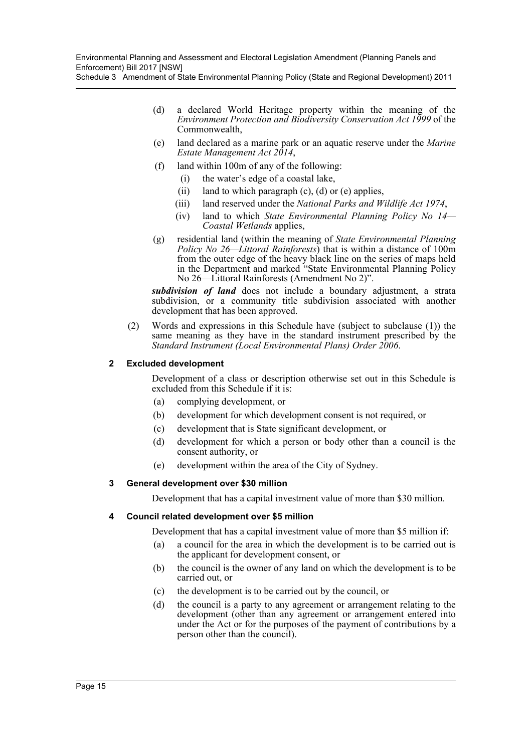(d) a declared World Heritage property within the meaning of the *Environment Protection and Biodiversity Conservation Act 1999* of the Commonwealth,

(e) land declared as a marine park or an aquatic reserve under the *Marine Estate Management Act 2014*,

(f) land within 100m of any of the following:

(i) the water's edge of a coastal lake,

(ii) land to which paragraph (c), (d) or (e) applies,

(iii) land reserved under the *National Parks and Wildlife Act 1974*,

(iv) land to which *State Environmental Planning Policy No 14—Coastal Wetlands* applies,

(g) residential land (within the meaning of *State Environmental Planning Policy No 26—Littoral Rainforests*) that is within a distance of 100m from the outer edge of the heavy black line on the series of maps held in the Department and marked "State Environmental Planning Policy No 26—Littoral Rainforests (Amendment No 2)".

***subdivision of land*** does not include a boundary adjustment, a strata subdivision, or a community title subdivision associated with another development that has been approved.

(2) Words and expressions in this Schedule have (subject to subclause (1)) the same meaning as they have in the standard instrument prescribed by the *Standard Instrument (Local Environmental Plans) Order 2006*.

**2 Excluded development**

Development of a class or description otherwise set out in this Schedule is excluded from this Schedule if it is:

(a) complying development, or

(b) development for which development consent is not required, or

(c) development that is State significant development, or

(d) development for which a person or body other than a council is the consent authority, or

(e) development within the area of the City of Sydney.

**3 General development over $30 million**

Development that has a capital investment value of more than $30 million.

**4 Council related development over $5 million**

Development that has a capital investment value of more than $5 million if:

(a) a council for the area in which the development is to be carried out is the applicant for development consent, or

(b) the council is the owner of any land on which the development is to be carried out, or

(c) the development is to be carried out by the council, or

(d) the council is a party to any agreement or arrangement relating to the development (other than any agreement or arrangement entered into under the Act or for the purposes of the payment of contributions by a person other than the council).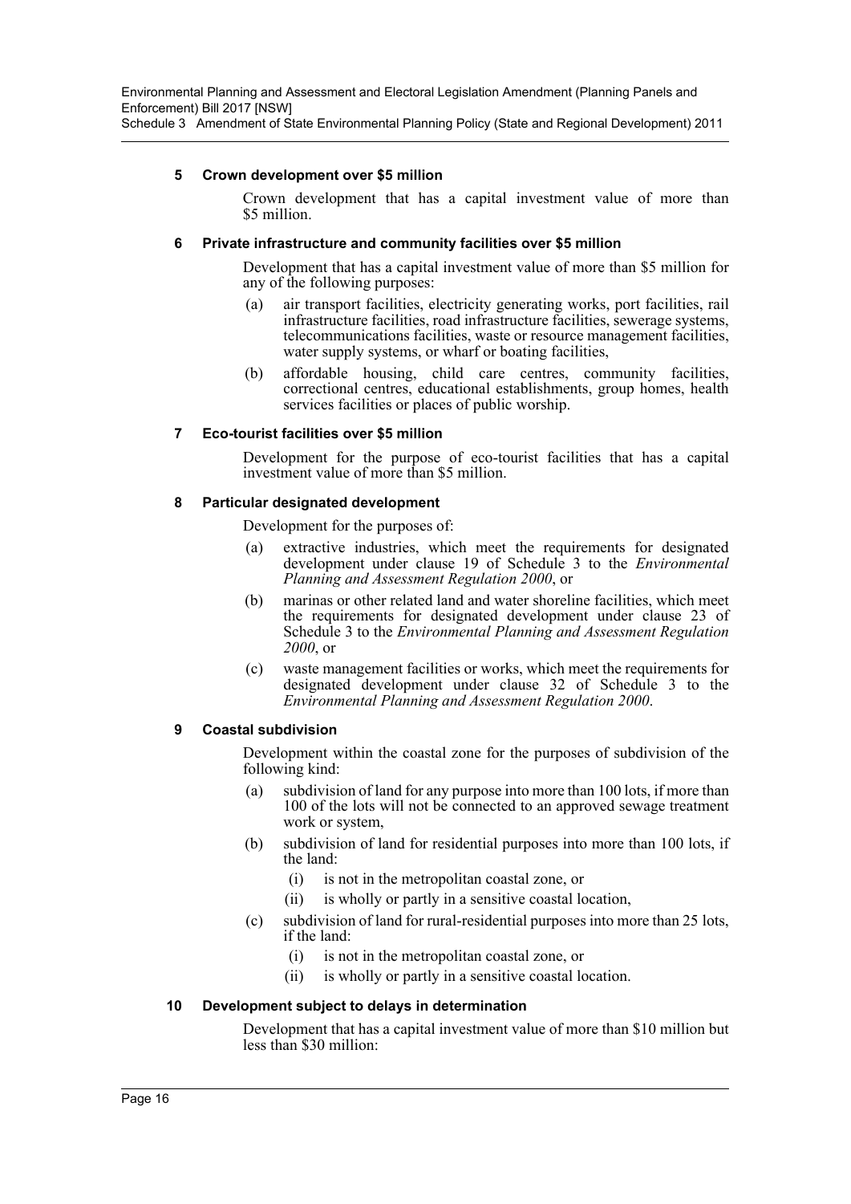**5 Crown development over $5 million**

Crown development that has a capital investment value of more than $5 million.

**6 Private infrastructure and community facilities over $5 million**

Development that has a capital investment value of more than $5 million for any of the following purposes:

(a) air transport facilities, electricity generating works, port facilities, rail infrastructure facilities, road infrastructure facilities, sewerage systems, telecommunications facilities, waste or resource management facilities, water supply systems, or wharf or boating facilities,

(b) affordable housing, child care centres, community facilities, correctional centres, educational establishments, group homes, health services facilities or places of public worship.

**7 Eco-tourist facilities over $5 million**

Development for the purpose of eco-tourist facilities that has a capital investment value of more than $5 million.

**8 Particular designated development**

Development for the purposes of:

(a) extractive industries, which meet the requirements for designated development under clause 19 of Schedule 3 to the *Environmental Planning and Assessment Regulation 2000*, or

(b) marinas or other related land and water shoreline facilities, which meet the requirements for designated development under clause 23 of Schedule 3 to the *Environmental Planning and Assessment Regulation 2000*, or

(c) waste management facilities or works, which meet the requirements for designated development under clause 32 of Schedule 3 to the *Environmental Planning and Assessment Regulation 2000*.

**9 Coastal subdivision**

Development within the coastal zone for the purposes of subdivision of the following kind:

(a) subdivision of land for any purpose into more than 100 lots, if more than 100 of the lots will not be connected to an approved sewage treatment work or system,

(b) subdivision of land for residential purposes into more than 100 lots, if the land:

(i) is not in the metropolitan coastal zone, or

(ii) is wholly or partly in a sensitive coastal location,

(c) subdivision of land for rural-residential purposes into more than 25 lots, if the land:

(i) is not in the metropolitan coastal zone, or

(ii) is wholly or partly in a sensitive coastal location.

**10 Development subject to delays in determination**

Development that has a capital investment value of more than $10 million but less than $30 million: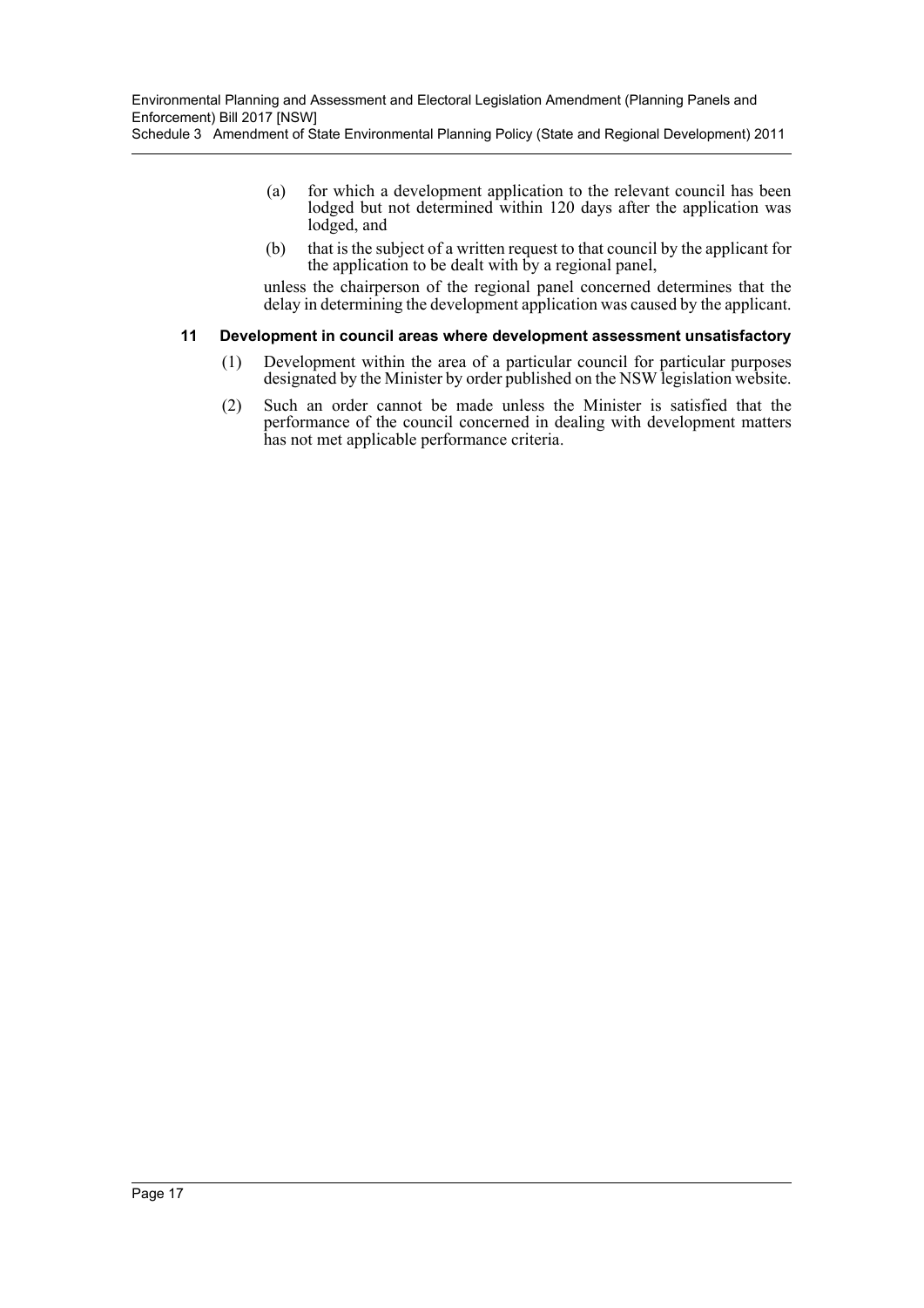(a) for which a development application to the relevant council has been lodged but not determined within 120 days after the application was lodged, and

(b) that is the subject of a written request to that council by the applicant for the application to be dealt with by a regional panel,

unless the chairperson of the regional panel concerned determines that the delay in determining the development application was caused by the applicant.

### 11 Development in council areas where development assessment unsatisfactory

(1) Development within the area of a particular council for particular purposes designated by the Minister by order published on the NSW legislation website.

(2) Such an order cannot be made unless the Minister is satisfied that the performance of the council concerned in dealing with development matters has not met applicable performance criteria.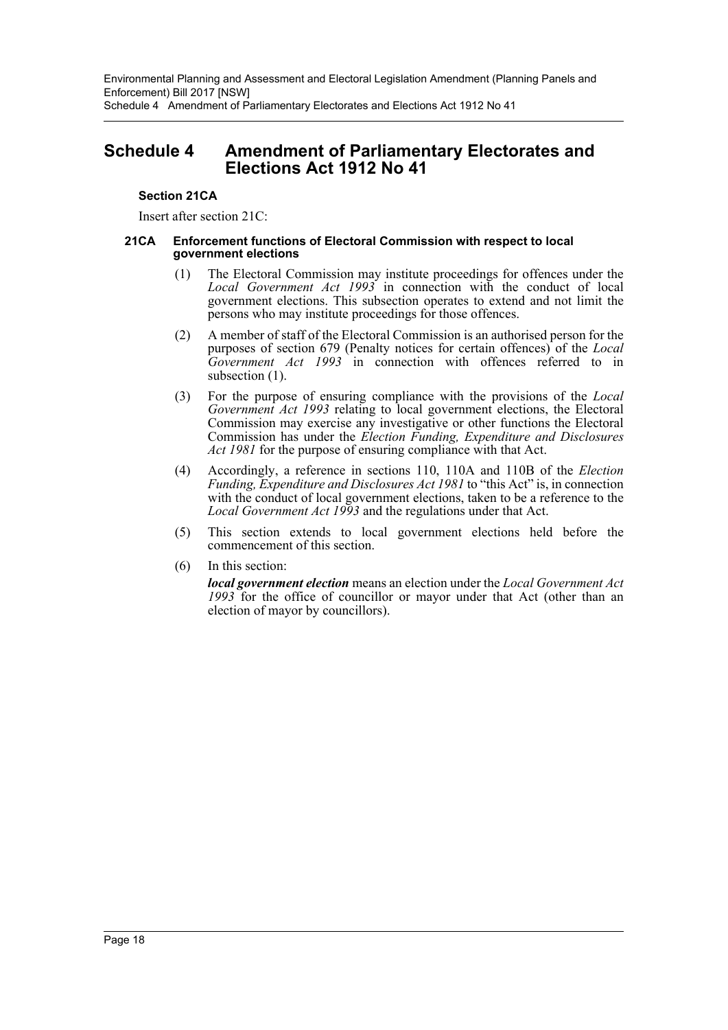# Schedule 4 Amendment of Parliamentary Electorates and Elections Act 1912 No 41

### Section 21CA

Insert after section 21C:

#### 21CA Enforcement functions of Electoral Commission with respect to local government elections

(1) The Electoral Commission may institute proceedings for offences under the *Local Government Act 1993* in connection with the conduct of local government elections. This subsection operates to extend and not limit the persons who may institute proceedings for those offences.

(2) A member of staff of the Electoral Commission is an authorised person for the purposes of section 679 (Penalty notices for certain offences) of the *Local Government Act 1993* in connection with offences referred to in subsection (1).

(3) For the purpose of ensuring compliance with the provisions of the *Local Government Act 1993* relating to local government elections, the Electoral Commission may exercise any investigative or other functions the Electoral Commission has under the *Election Funding, Expenditure and Disclosures Act 1981* for the purpose of ensuring compliance with that Act.

(4) Accordingly, a reference in sections 110, 110A and 110B of the *Election Funding, Expenditure and Disclosures Act 1981* to "this Act" is, in connection with the conduct of local government elections, taken to be a reference to the *Local Government Act 1993* and the regulations under that Act.

(5) This section extends to local government elections held before the commencement of this section.

(6) In this section:

***local government election*** means an election under the *Local Government Act 1993* for the office of councillor or mayor under that Act (other than an election of mayor by councillors).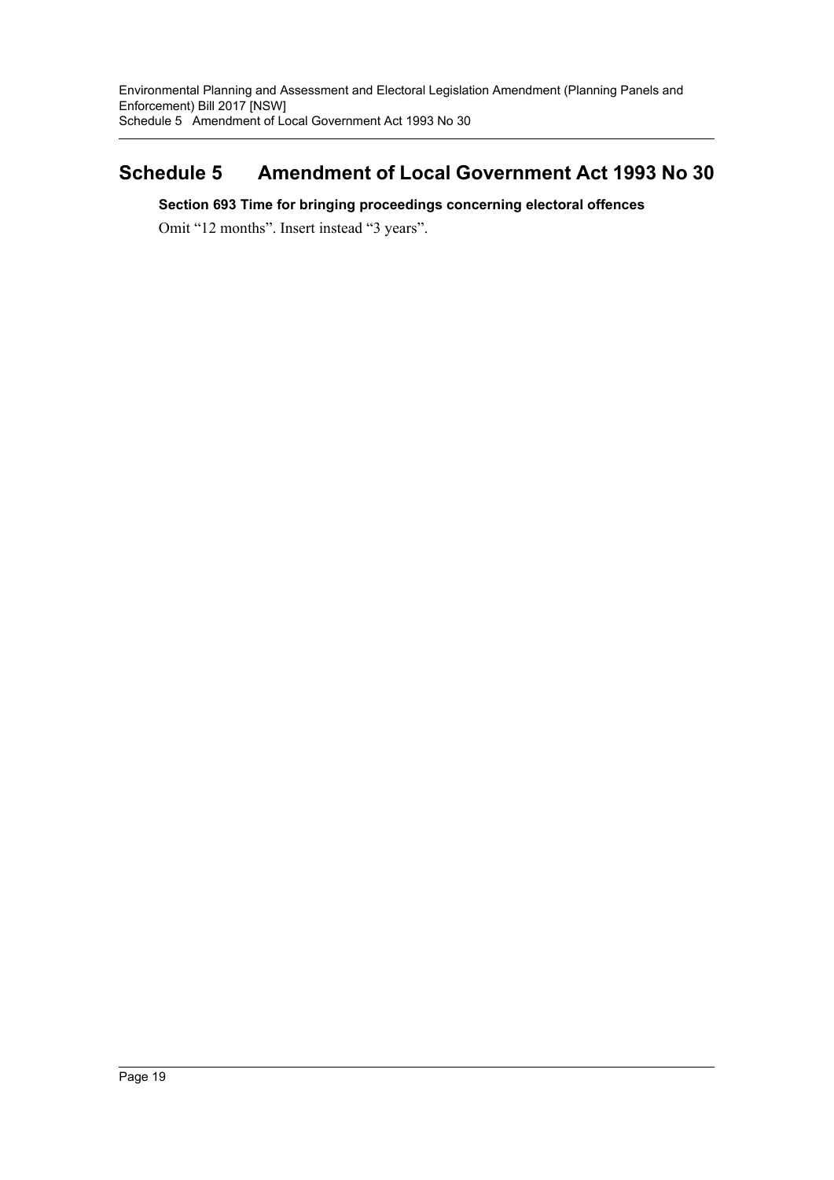# Schedule 5 Amendment of Local Government Act 1993 No 30

**Section 693 Time for bringing proceedings concerning electoral offences**

Omit "12 months". Insert instead "3 years".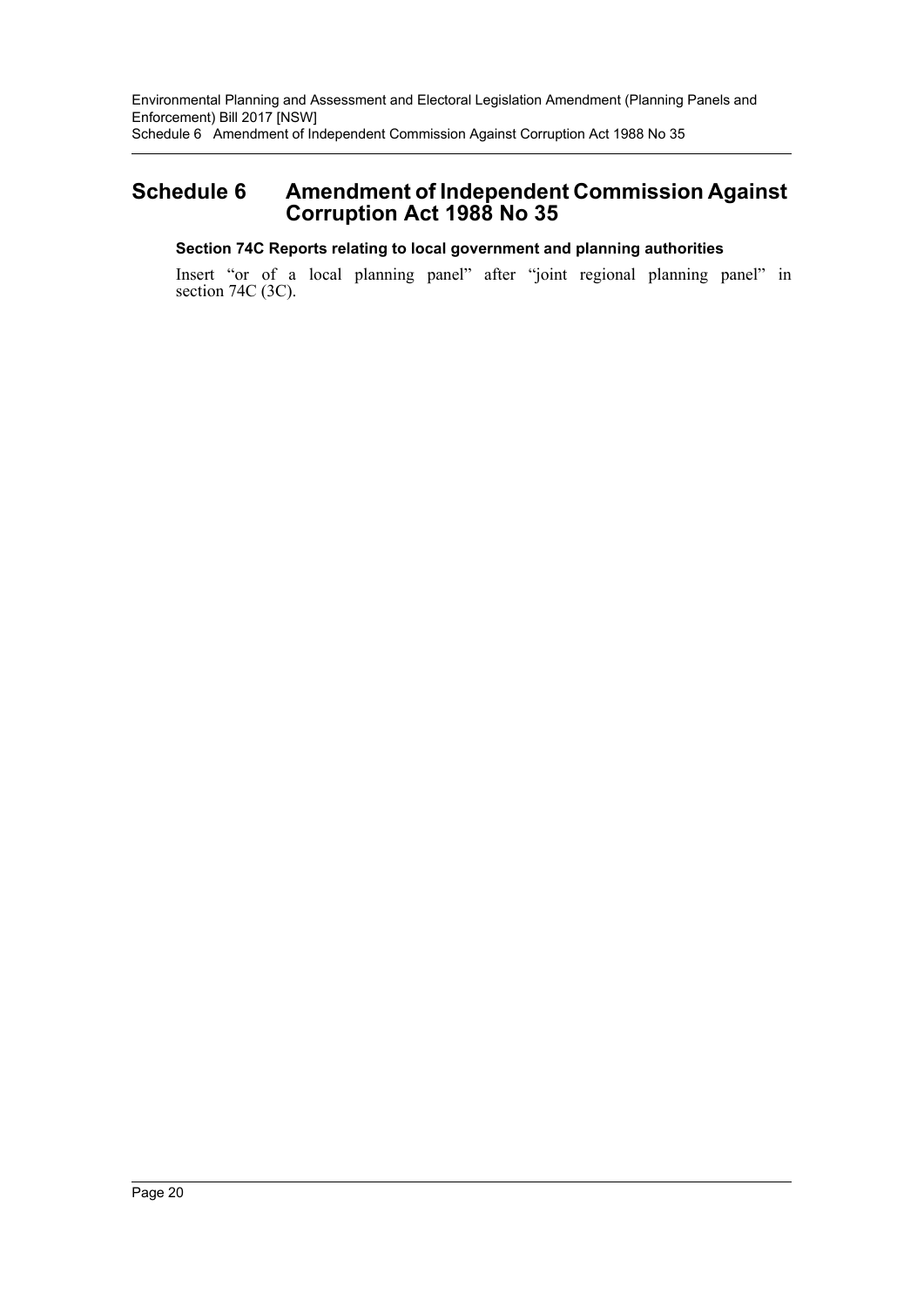# Schedule 6 Amendment of Independent Commission Against Corruption Act 1988 No 35

### Section 74C Reports relating to local government and planning authorities

Insert "or of a local planning panel" after "joint regional planning panel" in section 74C (3C).